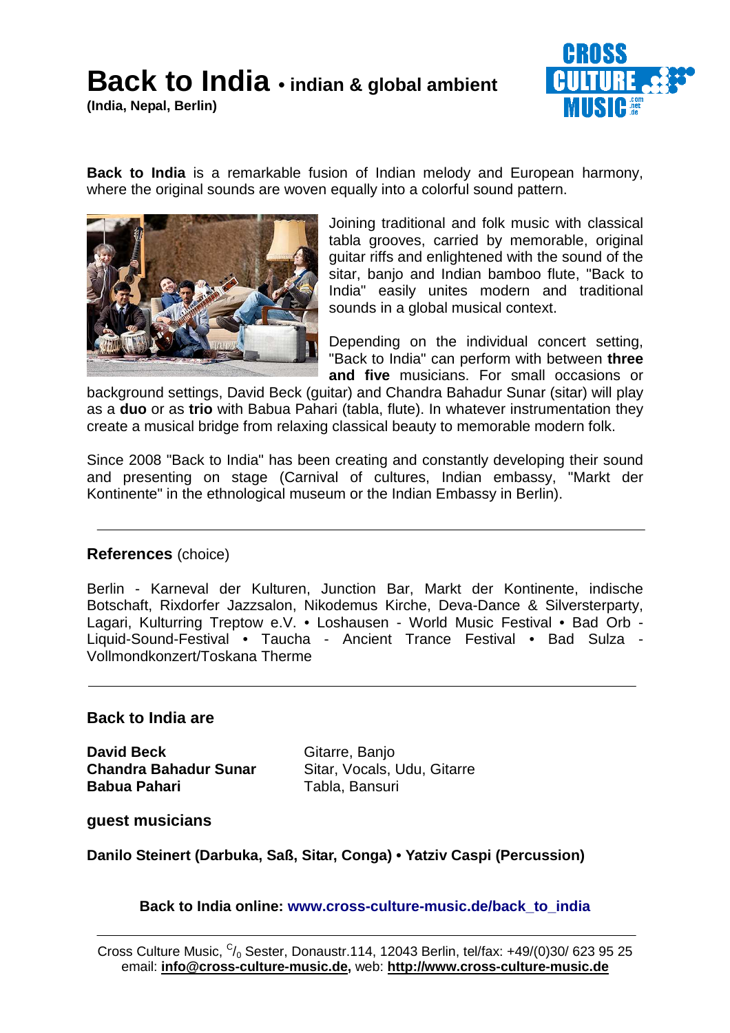# Back to India • indian & global ambient

**(India, Nepal, Berlin)**

**Back to India** is a remarkable fusion of Indian melody and European harmony, where the original sounds are woven equally into a colorful sound pattern.

Joining traditional and folk music with classical tabla grooves, carried by memorable, original guitar riffs and enlightened with the sound of the sitar, banjo and Indian bamboo flute, "Back to India" easily unites modern and traditional sounds in a global musical context.

Depending on the individual concert setting, "Back to India" can perform with between **three and five** musicians. For small occasions or background settings, David Beck (guitar) and Chandra Bahadur Sunar (sitar) will play as a **duo** or as **trio** with Babua Pahari (tabla, flute). In whatever instrumentation they create a musical bridge from relaxing classical beauty to memorable modern folk.

Since 2008 "Back to India" has been creating and constantly developing their sound and presenting on stage (Carnival of cultures, Indian embassy, "Markt der Kontinente" in the ethnological museum or the Indian Embassy in Berlin).

---

**References** (choice)

Berlin - Karneval der Kulturen, Junction Bar, Markt der Kontinente, indische Botschaft, Rixdorfer Jazzsalon, Nikodemus Kirche, Deva-Dance & Silversterparty, Lagari, Kulturring Treptow e.V. • Loshausen - World Music Festival • Bad Orb - Liquid-Sound-Festival • Taucha - Ancient Trance Festival • Bad Sulza - Vollmondkonzert/Toskana Therme

---

**Back to India are**

| | |
|---|---|
| **David Beck** | Gitarre, Banjo |
| **Chandra Bahadur Sunar** | Sitar, Vocals, Udu, Gitarre |
| **Babua Pahari** | Tabla, Bansuri |

**guest musicians**

**Danilo Steinert (Darbuka, Saß, Sitar, Conga) • Yatziv Caspi (Percussion)**

**Back to India online: www.cross-culture-music.de/back_to_india**

---

Cross Culture Music, c/o Sester, Donaustr.114, 12043 Berlin, tel/fax: +49/(0)30/ 623 95 25
email: **info@cross-culture-music.de**, web: **http://www.cross-culture-music.de**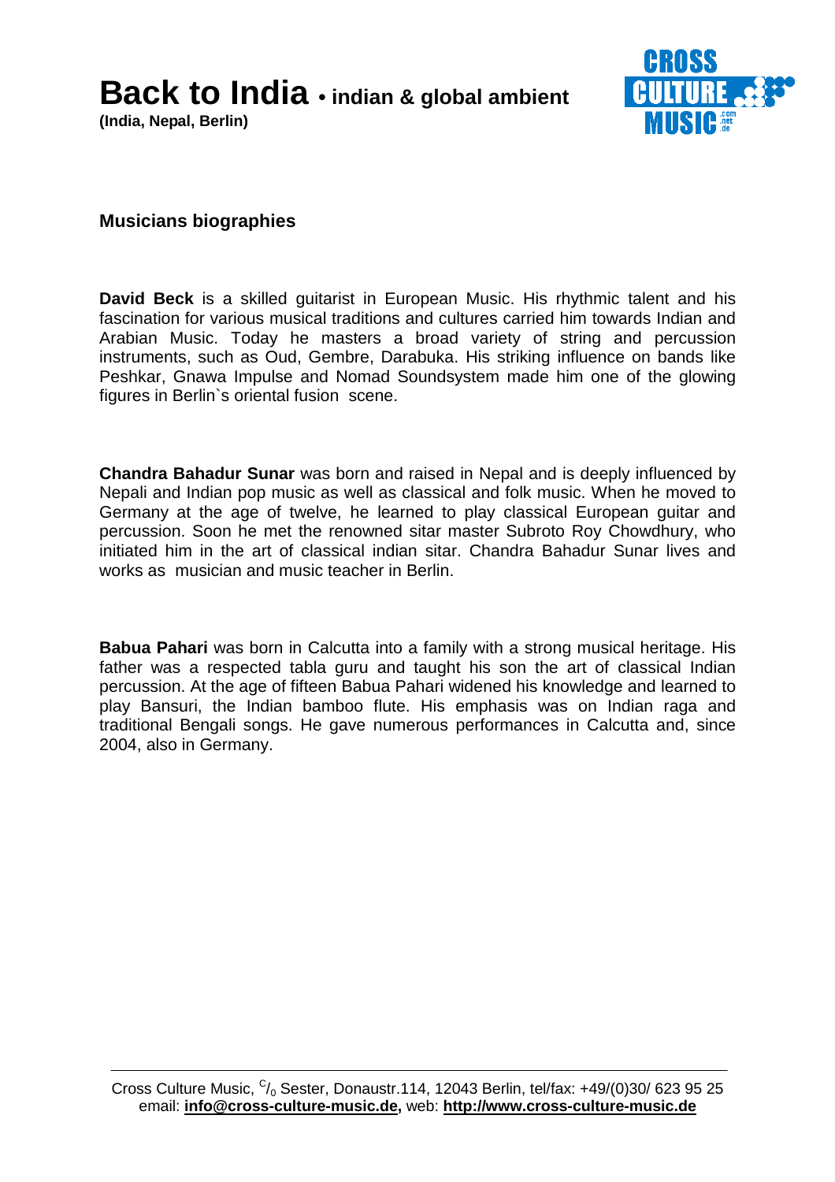## Musicians biographies

**David Beck** is a skilled guitarist in European Music. His rhythmic talent and his fascination for various musical traditions and cultures carried him towards Indian and Arabian Music. Today he masters a broad variety of string and percussion instruments, such as Oud, Gembre, Darabuka. His striking influence on bands like Peshkar, Gnawa Impulse and Nomad Soundsystem made him one of the glowing figures in Berlin`s oriental fusion scene.

**Chandra Bahadur Sunar** was born and raised in Nepal and is deeply influenced by Nepali and Indian pop music as well as classical and folk music. When he moved to Germany at the age of twelve, he learned to play classical European guitar and percussion. Soon he met the renowned sitar master Subroto Roy Chowdhury, who initiated him in the art of classical indian sitar. Chandra Bahadur Sunar lives and works as musician and music teacher in Berlin.

**Babua Pahari** was born in Calcutta into a family with a strong musical heritage. His father was a respected tabla guru and taught his son the art of classical Indian percussion. At the age of fifteen Babua Pahari widened his knowledge and learned to play Bansuri, the Indian bamboo flute. His emphasis was on Indian raga and traditional Bengali songs. He gave numerous performances in Calcutta and, since 2004, also in Germany.